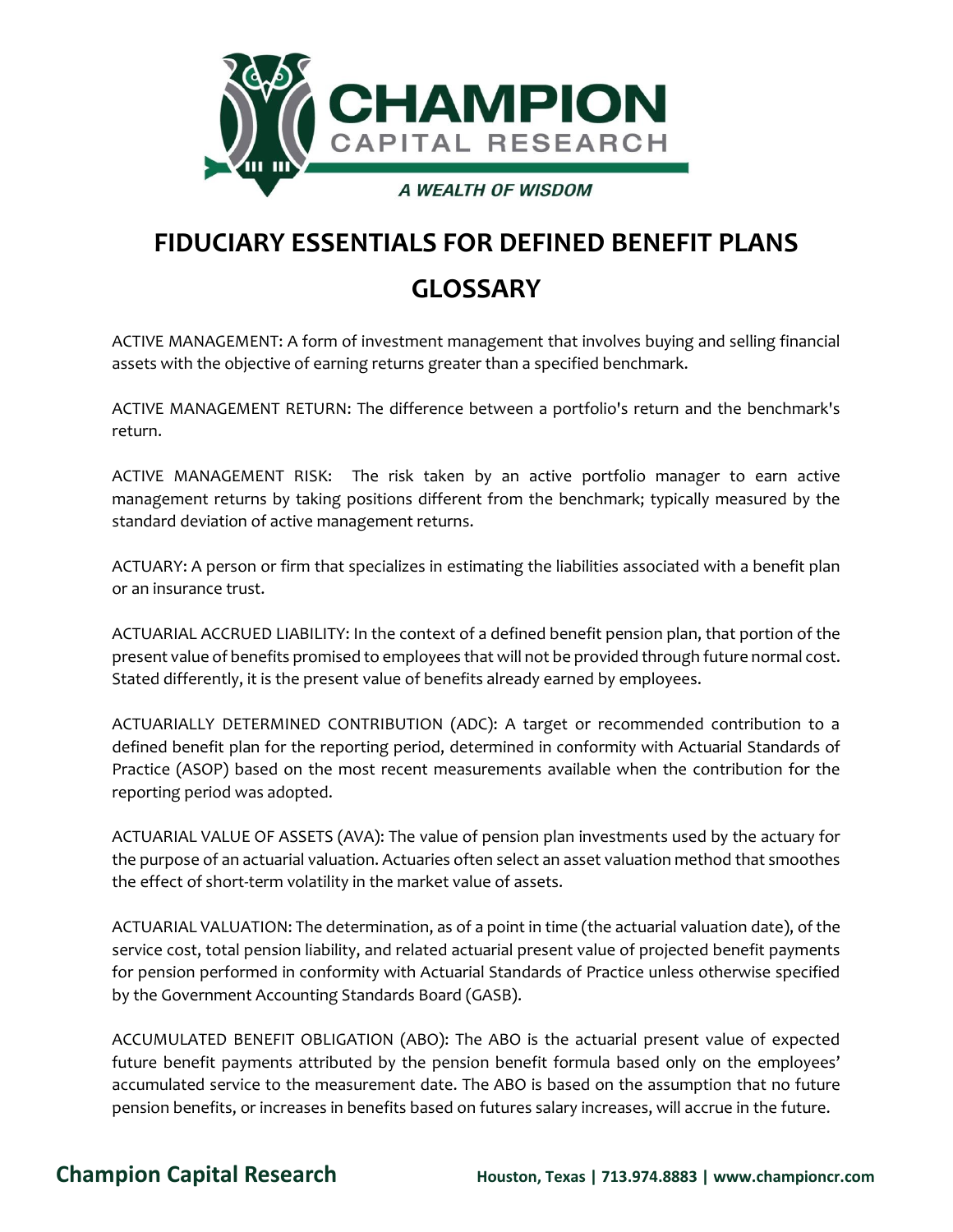CHAMPION CAPITAL RESEARCH

*A WEALTH OF WISDOM*

# FIDUCIARY ESSENTIALS FOR DEFINED BENEFIT PLANS

# GLOSSARY

ACTIVE MANAGEMENT: A form of investment management that involves buying and selling financial assets with the objective of earning returns greater than a specified benchmark.

ACTIVE MANAGEMENT RETURN: The difference between a portfolio's return and the benchmark's return.

ACTIVE MANAGEMENT RISK: The risk taken by an active portfolio manager to earn active management returns by taking positions different from the benchmark; typically measured by the standard deviation of active management returns.

ACTUARY: A person or firm that specializes in estimating the liabilities associated with a benefit plan or an insurance trust.

ACTUARIAL ACCRUED LIABILITY: In the context of a defined benefit pension plan, that portion of the present value of benefits promised to employees that will not be provided through future normal cost. Stated differently, it is the present value of benefits already earned by employees.

ACTUARIALLY DETERMINED CONTRIBUTION (ADC): A target or recommended contribution to a defined benefit plan for the reporting period, determined in conformity with Actuarial Standards of Practice (ASOP) based on the most recent measurements available when the contribution for the reporting period was adopted.

ACTUARIAL VALUE OF ASSETS (AVA): The value of pension plan investments used by the actuary for the purpose of an actuarial valuation. Actuaries often select an asset valuation method that smoothes the effect of short-term volatility in the market value of assets.

ACTUARIAL VALUATION: The determination, as of a point in time (the actuarial valuation date), of the service cost, total pension liability, and related actuarial present value of projected benefit payments for pension performed in conformity with Actuarial Standards of Practice unless otherwise specified by the Government Accounting Standards Board (GASB).

ACCUMULATED BENEFIT OBLIGATION (ABO): The ABO is the actuarial present value of expected future benefit payments attributed by the pension benefit formula based only on the employees' accumulated service to the measurement date. The ABO is based on the assumption that no future pension benefits, or increases in benefits based on futures salary increases, will accrue in the future.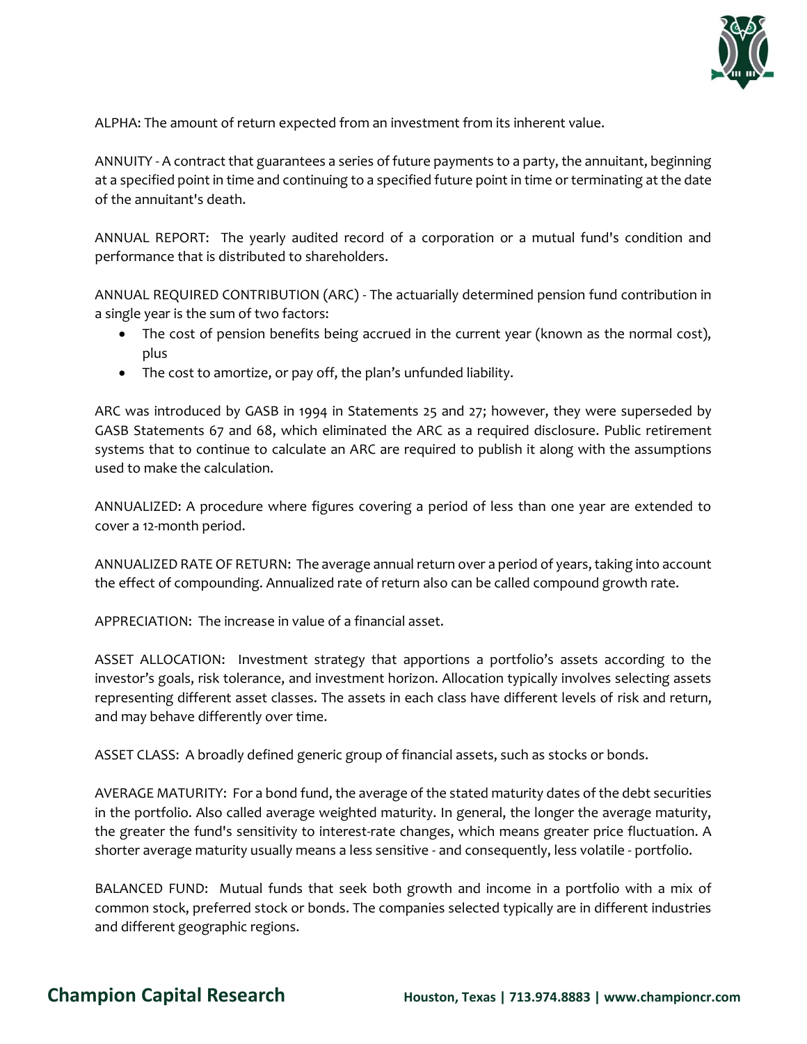ALPHA: The amount of return expected from an investment from its inherent value.

ANNUITY - A contract that guarantees a series of future payments to a party, the annuitant, beginning at a specified point in time and continuing to a specified future point in time or terminating at the date of the annuitant's death.

ANNUAL REPORT: The yearly audited record of a corporation or a mutual fund's condition and performance that is distributed to shareholders.

ANNUAL REQUIRED CONTRIBUTION (ARC) - The actuarially determined pension fund contribution in a single year is the sum of two factors:

- The cost of pension benefits being accrued in the current year (known as the normal cost), plus
- The cost to amortize, or pay off, the plan's unfunded liability.

ARC was introduced by GASB in 1994 in Statements 25 and 27; however, they were superseded by GASB Statements 67 and 68, which eliminated the ARC as a required disclosure. Public retirement systems that to continue to calculate an ARC are required to publish it along with the assumptions used to make the calculation.

ANNUALIZED: A procedure where figures covering a period of less than one year are extended to cover a 12-month period.

ANNUALIZED RATE OF RETURN: The average annual return over a period of years, taking into account the effect of compounding. Annualized rate of return also can be called compound growth rate.

APPRECIATION: The increase in value of a financial asset.

ASSET ALLOCATION: Investment strategy that apportions a portfolio's assets according to the investor's goals, risk tolerance, and investment horizon. Allocation typically involves selecting assets representing different asset classes. The assets in each class have different levels of risk and return, and may behave differently over time.

ASSET CLASS: A broadly defined generic group of financial assets, such as stocks or bonds.

AVERAGE MATURITY: For a bond fund, the average of the stated maturity dates of the debt securities in the portfolio. Also called average weighted maturity. In general, the longer the average maturity, the greater the fund's sensitivity to interest-rate changes, which means greater price fluctuation. A shorter average maturity usually means a less sensitive - and consequently, less volatile - portfolio.

BALANCED FUND: Mutual funds that seek both growth and income in a portfolio with a mix of common stock, preferred stock or bonds. The companies selected typically are in different industries and different geographic regions.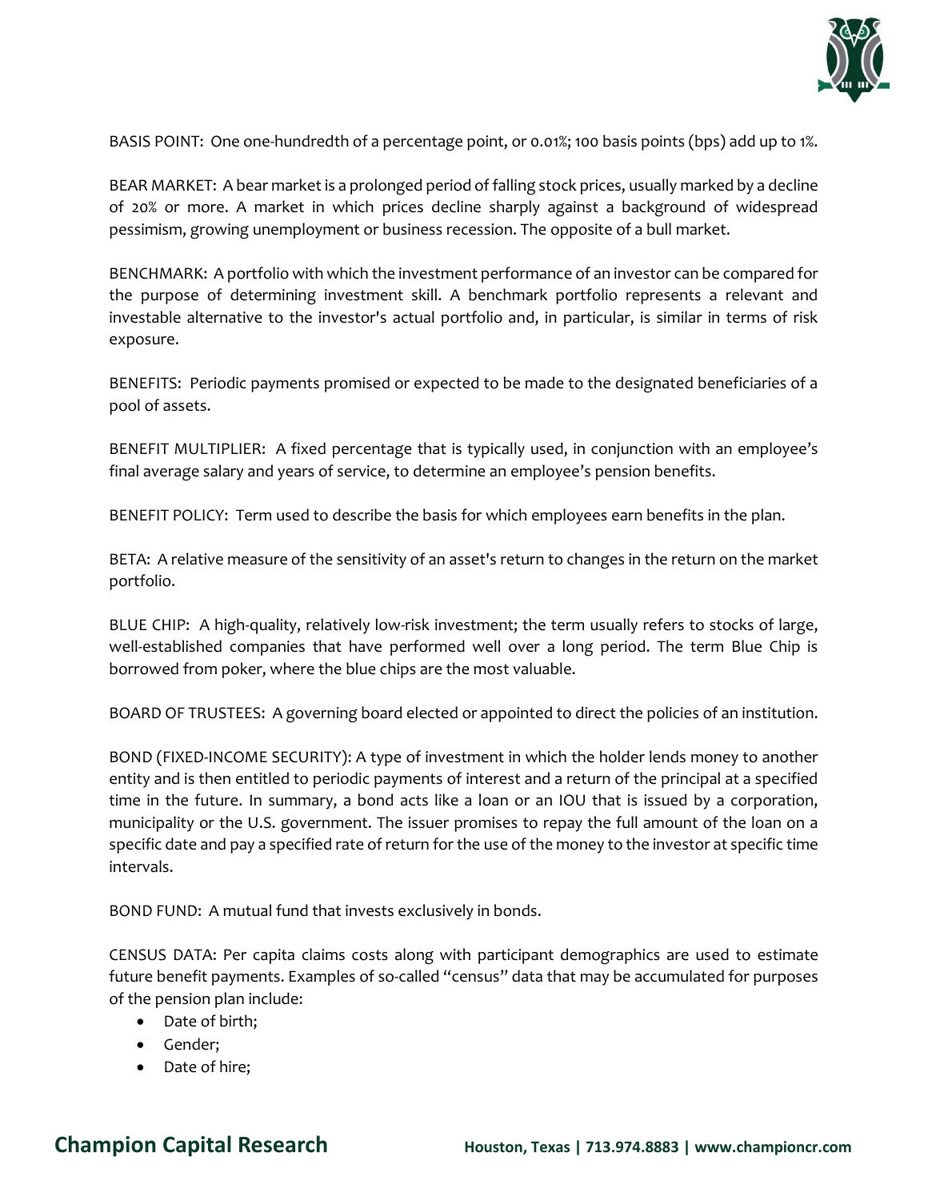BASIS POINT: One one-hundredth of a percentage point, or 0.01%; 100 basis points (bps) add up to 1%.

BEAR MARKET: A bear market is a prolonged period of falling stock prices, usually marked by a decline of 20% or more. A market in which prices decline sharply against a background of widespread pessimism, growing unemployment or business recession. The opposite of a bull market.

BENCHMARK: A portfolio with which the investment performance of an investor can be compared for the purpose of determining investment skill. A benchmark portfolio represents a relevant and investable alternative to the investor's actual portfolio and, in particular, is similar in terms of risk exposure.

BENEFITS: Periodic payments promised or expected to be made to the designated beneficiaries of a pool of assets.

BENEFIT MULTIPLIER: A fixed percentage that is typically used, in conjunction with an employee's final average salary and years of service, to determine an employee's pension benefits.

BENEFIT POLICY: Term used to describe the basis for which employees earn benefits in the plan.

BETA: A relative measure of the sensitivity of an asset's return to changes in the return on the market portfolio.

BLUE CHIP: A high-quality, relatively low-risk investment; the term usually refers to stocks of large, well-established companies that have performed well over a long period. The term Blue Chip is borrowed from poker, where the blue chips are the most valuable.

BOARD OF TRUSTEES: A governing board elected or appointed to direct the policies of an institution.

BOND (FIXED-INCOME SECURITY): A type of investment in which the holder lends money to another entity and is then entitled to periodic payments of interest and a return of the principal at a specified time in the future. In summary, a bond acts like a loan or an IOU that is issued by a corporation, municipality or the U.S. government. The issuer promises to repay the full amount of the loan on a specific date and pay a specified rate of return for the use of the money to the investor at specific time intervals.

BOND FUND: A mutual fund that invests exclusively in bonds.

CENSUS DATA: Per capita claims costs along with participant demographics are used to estimate future benefit payments. Examples of so-called "census" data that may be accumulated for purposes of the pension plan include:

- Date of birth;
- Gender;
- Date of hire;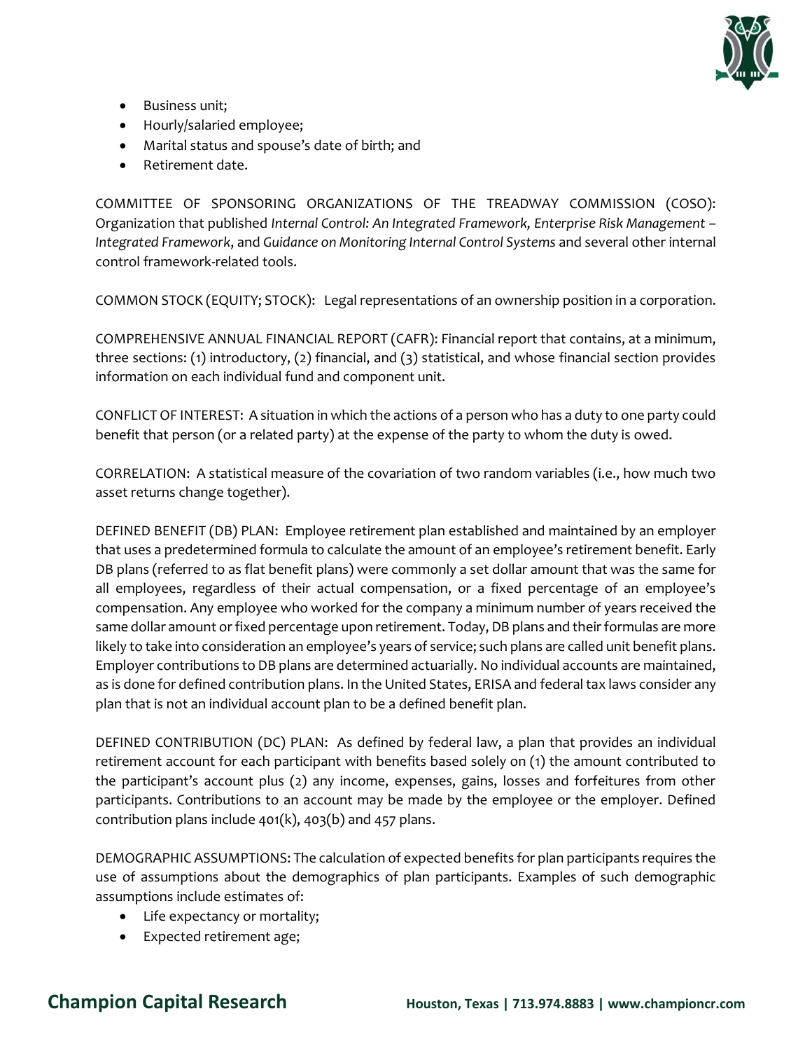- Business unit;
- Hourly/salaried employee;
- Marital status and spouse's date of birth; and
- Retirement date.

COMMITTEE OF SPONSORING ORGANIZATIONS OF THE TREADWAY COMMISSION (COSO): Organization that published *Internal Control: An Integrated Framework, Enterprise Risk Management – Integrated Framework*, and *Guidance on Monitoring Internal Control Systems* and several other internal control framework-related tools.

COMMON STOCK (EQUITY; STOCK): Legal representations of an ownership position in a corporation.

COMPREHENSIVE ANNUAL FINANCIAL REPORT (CAFR): Financial report that contains, at a minimum, three sections: (1) introductory, (2) financial, and (3) statistical, and whose financial section provides information on each individual fund and component unit.

CONFLICT OF INTEREST: A situation in which the actions of a person who has a duty to one party could benefit that person (or a related party) at the expense of the party to whom the duty is owed.

CORRELATION: A statistical measure of the covariation of two random variables (i.e., how much two asset returns change together).

DEFINED BENEFIT (DB) PLAN: Employee retirement plan established and maintained by an employer that uses a predetermined formula to calculate the amount of an employee's retirement benefit. Early DB plans (referred to as flat benefit plans) were commonly a set dollar amount that was the same for all employees, regardless of their actual compensation, or a fixed percentage of an employee's compensation. Any employee who worked for the company a minimum number of years received the same dollar amount or fixed percentage upon retirement. Today, DB plans and their formulas are more likely to take into consideration an employee's years of service; such plans are called unit benefit plans. Employer contributions to DB plans are determined actuarially. No individual accounts are maintained, as is done for defined contribution plans. In the United States, ERISA and federal tax laws consider any plan that is not an individual account plan to be a defined benefit plan.

DEFINED CONTRIBUTION (DC) PLAN: As defined by federal law, a plan that provides an individual retirement account for each participant with benefits based solely on (1) the amount contributed to the participant's account plus (2) any income, expenses, gains, losses and forfeitures from other participants. Contributions to an account may be made by the employee or the employer. Defined contribution plans include 401(k), 403(b) and 457 plans.

DEMOGRAPHIC ASSUMPTIONS: The calculation of expected benefits for plan participants requires the use of assumptions about the demographics of plan participants. Examples of such demographic assumptions include estimates of:

- Life expectancy or mortality;
- Expected retirement age;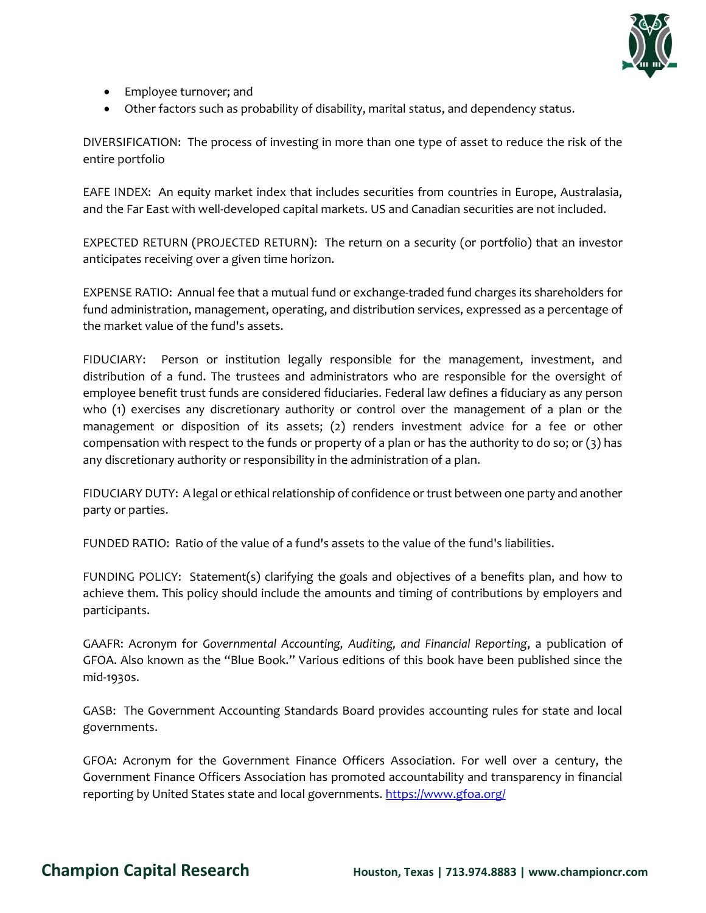- Employee turnover; and
- Other factors such as probability of disability, marital status, and dependency status.

DIVERSIFICATION: The process of investing in more than one type of asset to reduce the risk of the entire portfolio

EAFE INDEX: An equity market index that includes securities from countries in Europe, Australasia, and the Far East with well-developed capital markets. US and Canadian securities are not included.

EXPECTED RETURN (PROJECTED RETURN): The return on a security (or portfolio) that an investor anticipates receiving over a given time horizon.

EXPENSE RATIO: Annual fee that a mutual fund or exchange-traded fund charges its shareholders for fund administration, management, operating, and distribution services, expressed as a percentage of the market value of the fund's assets.

FIDUCIARY: Person or institution legally responsible for the management, investment, and distribution of a fund. The trustees and administrators who are responsible for the oversight of employee benefit trust funds are considered fiduciaries. Federal law defines a fiduciary as any person who (1) exercises any discretionary authority or control over the management of a plan or the management or disposition of its assets; (2) renders investment advice for a fee or other compensation with respect to the funds or property of a plan or has the authority to do so; or (3) has any discretionary authority or responsibility in the administration of a plan.

FIDUCIARY DUTY: A legal or ethical relationship of confidence or trust between one party and another party or parties.

FUNDED RATIO: Ratio of the value of a fund's assets to the value of the fund's liabilities.

FUNDING POLICY: Statement(s) clarifying the goals and objectives of a benefits plan, and how to achieve them. This policy should include the amounts and timing of contributions by employers and participants.

GAAFR: Acronym for *Governmental Accounting, Auditing, and Financial Reporting*, a publication of GFOA. Also known as the "Blue Book." Various editions of this book have been published since the mid-1930s.

GASB: The Government Accounting Standards Board provides accounting rules for state and local governments.

GFOA: Acronym for the Government Finance Officers Association. For well over a century, the Government Finance Officers Association has promoted accountability and transparency in financial reporting by United States state and local governments. https://www.gfoa.org/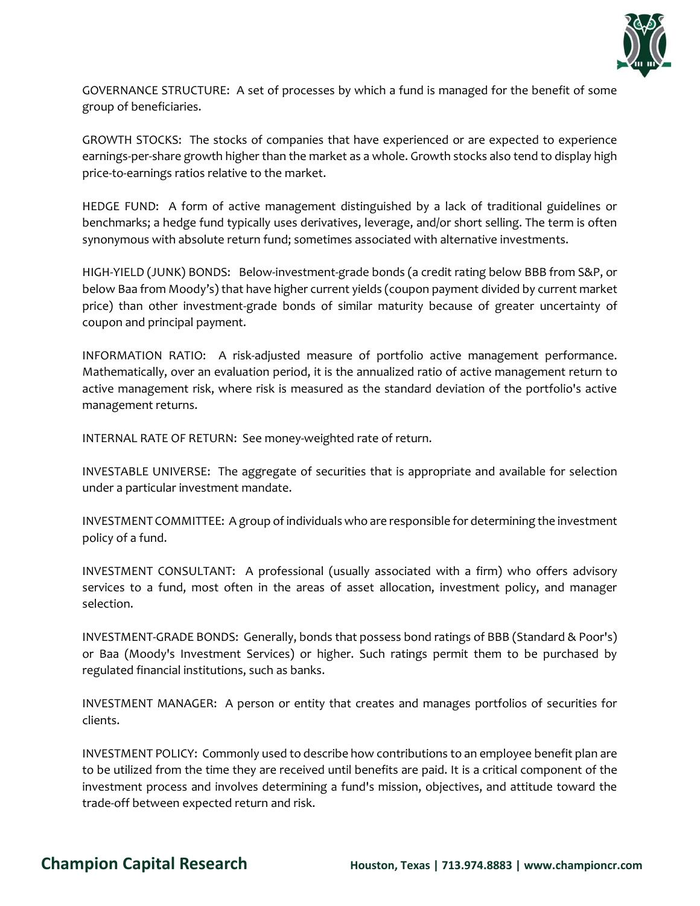GOVERNANCE STRUCTURE: A set of processes by which a fund is managed for the benefit of some group of beneficiaries.

GROWTH STOCKS: The stocks of companies that have experienced or are expected to experience earnings-per-share growth higher than the market as a whole. Growth stocks also tend to display high price-to-earnings ratios relative to the market.

HEDGE FUND: A form of active management distinguished by a lack of traditional guidelines or benchmarks; a hedge fund typically uses derivatives, leverage, and/or short selling. The term is often synonymous with absolute return fund; sometimes associated with alternative investments.

HIGH-YIELD (JUNK) BONDS: Below-investment-grade bonds (a credit rating below BBB from S&P, or below Baa from Moody's) that have higher current yields (coupon payment divided by current market price) than other investment-grade bonds of similar maturity because of greater uncertainty of coupon and principal payment.

INFORMATION RATIO: A risk-adjusted measure of portfolio active management performance. Mathematically, over an evaluation period, it is the annualized ratio of active management return to active management risk, where risk is measured as the standard deviation of the portfolio's active management returns.

INTERNAL RATE OF RETURN: See money-weighted rate of return.

INVESTABLE UNIVERSE: The aggregate of securities that is appropriate and available for selection under a particular investment mandate.

INVESTMENT COMMITTEE: A group of individuals who are responsible for determining the investment policy of a fund.

INVESTMENT CONSULTANT: A professional (usually associated with a firm) who offers advisory services to a fund, most often in the areas of asset allocation, investment policy, and manager selection.

INVESTMENT-GRADE BONDS: Generally, bonds that possess bond ratings of BBB (Standard & Poor's) or Baa (Moody's Investment Services) or higher. Such ratings permit them to be purchased by regulated financial institutions, such as banks.

INVESTMENT MANAGER: A person or entity that creates and manages portfolios of securities for clients.

INVESTMENT POLICY: Commonly used to describe how contributions to an employee benefit plan are to be utilized from the time they are received until benefits are paid. It is a critical component of the investment process and involves determining a fund's mission, objectives, and attitude toward the trade-off between expected return and risk.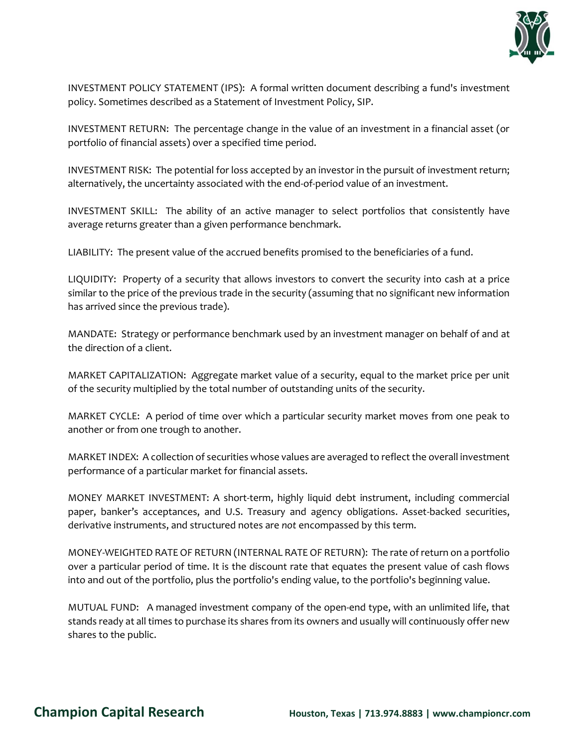INVESTMENT POLICY STATEMENT (IPS): A formal written document describing a fund's investment policy. Sometimes described as a Statement of Investment Policy, SIP.

INVESTMENT RETURN: The percentage change in the value of an investment in a financial asset (or portfolio of financial assets) over a specified time period.

INVESTMENT RISK: The potential for loss accepted by an investor in the pursuit of investment return; alternatively, the uncertainty associated with the end-of-period value of an investment.

INVESTMENT SKILL: The ability of an active manager to select portfolios that consistently have average returns greater than a given performance benchmark.

LIABILITY: The present value of the accrued benefits promised to the beneficiaries of a fund.

LIQUIDITY: Property of a security that allows investors to convert the security into cash at a price similar to the price of the previous trade in the security (assuming that no significant new information has arrived since the previous trade).

MANDATE: Strategy or performance benchmark used by an investment manager on behalf of and at the direction of a client.

MARKET CAPITALIZATION: Aggregate market value of a security, equal to the market price per unit of the security multiplied by the total number of outstanding units of the security.

MARKET CYCLE: A period of time over which a particular security market moves from one peak to another or from one trough to another.

MARKET INDEX: A collection of securities whose values are averaged to reflect the overall investment performance of a particular market for financial assets.

MONEY MARKET INVESTMENT: A short-term, highly liquid debt instrument, including commercial paper, banker's acceptances, and U.S. Treasury and agency obligations. Asset-backed securities, derivative instruments, and structured notes are *not* encompassed by this term.

MONEY-WEIGHTED RATE OF RETURN (INTERNAL RATE OF RETURN): The rate of return on a portfolio over a particular period of time. It is the discount rate that equates the present value of cash flows into and out of the portfolio, plus the portfolio's ending value, to the portfolio's beginning value.

MUTUAL FUND: A managed investment company of the open-end type, with an unlimited life, that stands ready at all times to purchase its shares from its owners and usually will continuously offer new shares to the public.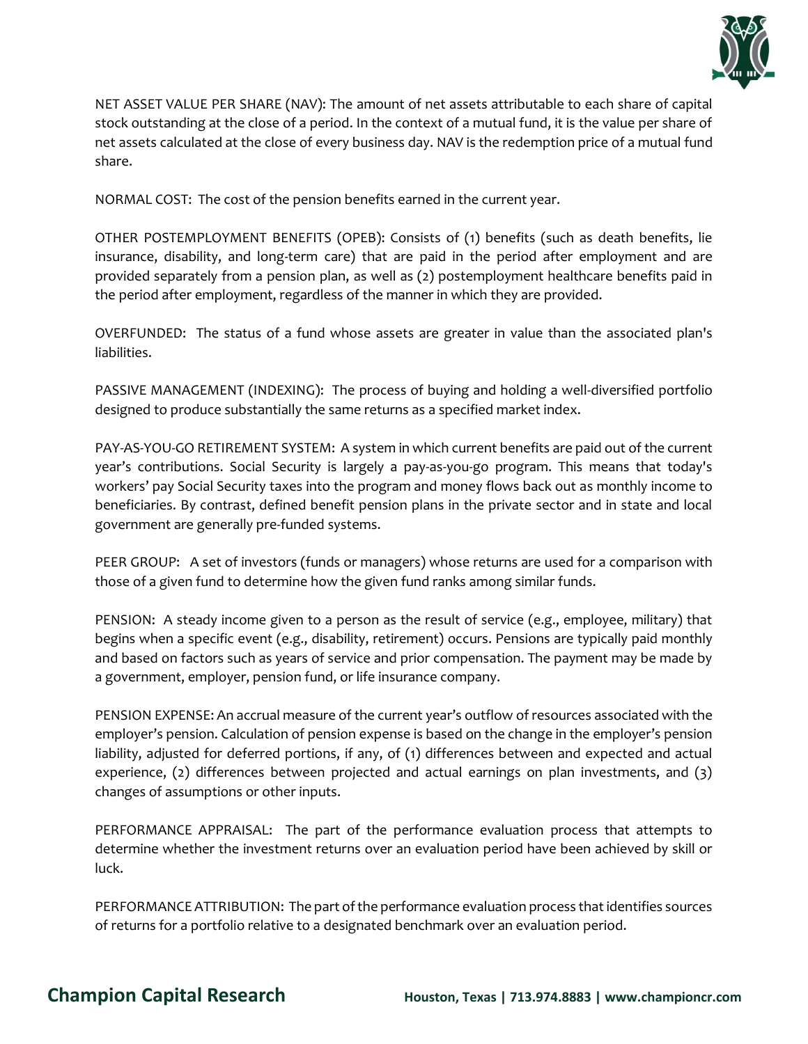NET ASSET VALUE PER SHARE (NAV): The amount of net assets attributable to each share of capital stock outstanding at the close of a period. In the context of a mutual fund, it is the value per share of net assets calculated at the close of every business day. NAV is the redemption price of a mutual fund share.

NORMAL COST: The cost of the pension benefits earned in the current year.

OTHER POSTEMPLOYMENT BENEFITS (OPEB): Consists of (1) benefits (such as death benefits, lie insurance, disability, and long-term care) that are paid in the period after employment and are provided separately from a pension plan, as well as (2) postemployment healthcare benefits paid in the period after employment, regardless of the manner in which they are provided.

OVERFUNDED: The status of a fund whose assets are greater in value than the associated plan's liabilities.

PASSIVE MANAGEMENT (INDEXING): The process of buying and holding a well-diversified portfolio designed to produce substantially the same returns as a specified market index.

PAY-AS-YOU-GO RETIREMENT SYSTEM: A system in which current benefits are paid out of the current year's contributions. Social Security is largely a pay-as-you-go program. This means that today's workers' pay Social Security taxes into the program and money flows back out as monthly income to beneficiaries. By contrast, defined benefit pension plans in the private sector and in state and local government are generally pre-funded systems.

PEER GROUP: A set of investors (funds or managers) whose returns are used for a comparison with those of a given fund to determine how the given fund ranks among similar funds.

PENSION: A steady income given to a person as the result of service (e.g., employee, military) that begins when a specific event (e.g., disability, retirement) occurs. Pensions are typically paid monthly and based on factors such as years of service and prior compensation. The payment may be made by a government, employer, pension fund, or life insurance company.

PENSION EXPENSE: An accrual measure of the current year's outflow of resources associated with the employer's pension. Calculation of pension expense is based on the change in the employer's pension liability, adjusted for deferred portions, if any, of (1) differences between and expected and actual experience, (2) differences between projected and actual earnings on plan investments, and (3) changes of assumptions or other inputs.

PERFORMANCE APPRAISAL: The part of the performance evaluation process that attempts to determine whether the investment returns over an evaluation period have been achieved by skill or luck.

PERFORMANCE ATTRIBUTION: The part of the performance evaluation process that identifies sources of returns for a portfolio relative to a designated benchmark over an evaluation period.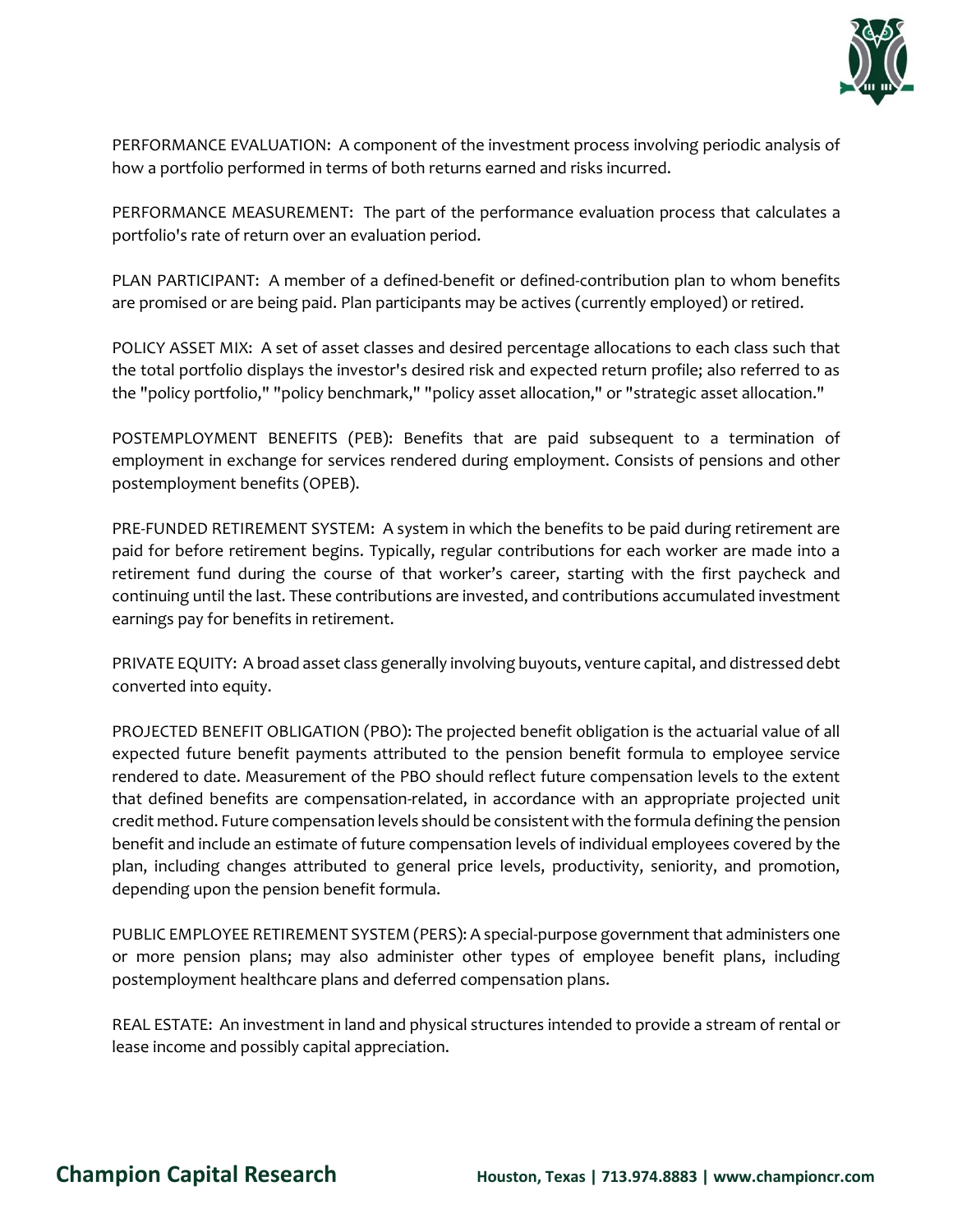PERFORMANCE EVALUATION:  A component of the investment process involving periodic analysis of how a portfolio performed in terms of both returns earned and risks incurred.

PERFORMANCE MEASUREMENT:  The part of the performance evaluation process that calculates a portfolio's rate of return over an evaluation period.

PLAN PARTICIPANT:  A member of a defined-benefit or defined-contribution plan to whom benefits are promised or are being paid. Plan participants may be actives (currently employed) or retired.

POLICY ASSET MIX:  A set of asset classes and desired percentage allocations to each class such that the total portfolio displays the investor's desired risk and expected return profile; also referred to as the "policy portfolio," "policy benchmark," "policy asset allocation," or "strategic asset allocation."

POSTEMPLOYMENT BENEFITS (PEB): Benefits that are paid subsequent to a termination of employment in exchange for services rendered during employment. Consists of pensions and other postemployment benefits (OPEB).

PRE-FUNDED RETIREMENT SYSTEM:  A system in which the benefits to be paid during retirement are paid for before retirement begins. Typically, regular contributions for each worker are made into a retirement fund during the course of that worker's career, starting with the first paycheck and continuing until the last. These contributions are invested, and contributions accumulated investment earnings pay for benefits in retirement.

PRIVATE EQUITY:  A broad asset class generally involving buyouts, venture capital, and distressed debt converted into equity.

PROJECTED BENEFIT OBLIGATION (PBO): The projected benefit obligation is the actuarial value of all expected future benefit payments attributed to the pension benefit formula to employee service rendered to date. Measurement of the PBO should reflect future compensation levels to the extent that defined benefits are compensation-related, in accordance with an appropriate projected unit credit method. Future compensation levels should be consistent with the formula defining the pension benefit and include an estimate of future compensation levels of individual employees covered by the plan, including changes attributed to general price levels, productivity, seniority, and promotion, depending upon the pension benefit formula.

PUBLIC EMPLOYEE RETIREMENT SYSTEM (PERS): A special-purpose government that administers one or more pension plans; may also administer other types of employee benefit plans, including postemployment healthcare plans and deferred compensation plans.

REAL ESTATE:  An investment in land and physical structures intended to provide a stream of rental or lease income and possibly capital appreciation.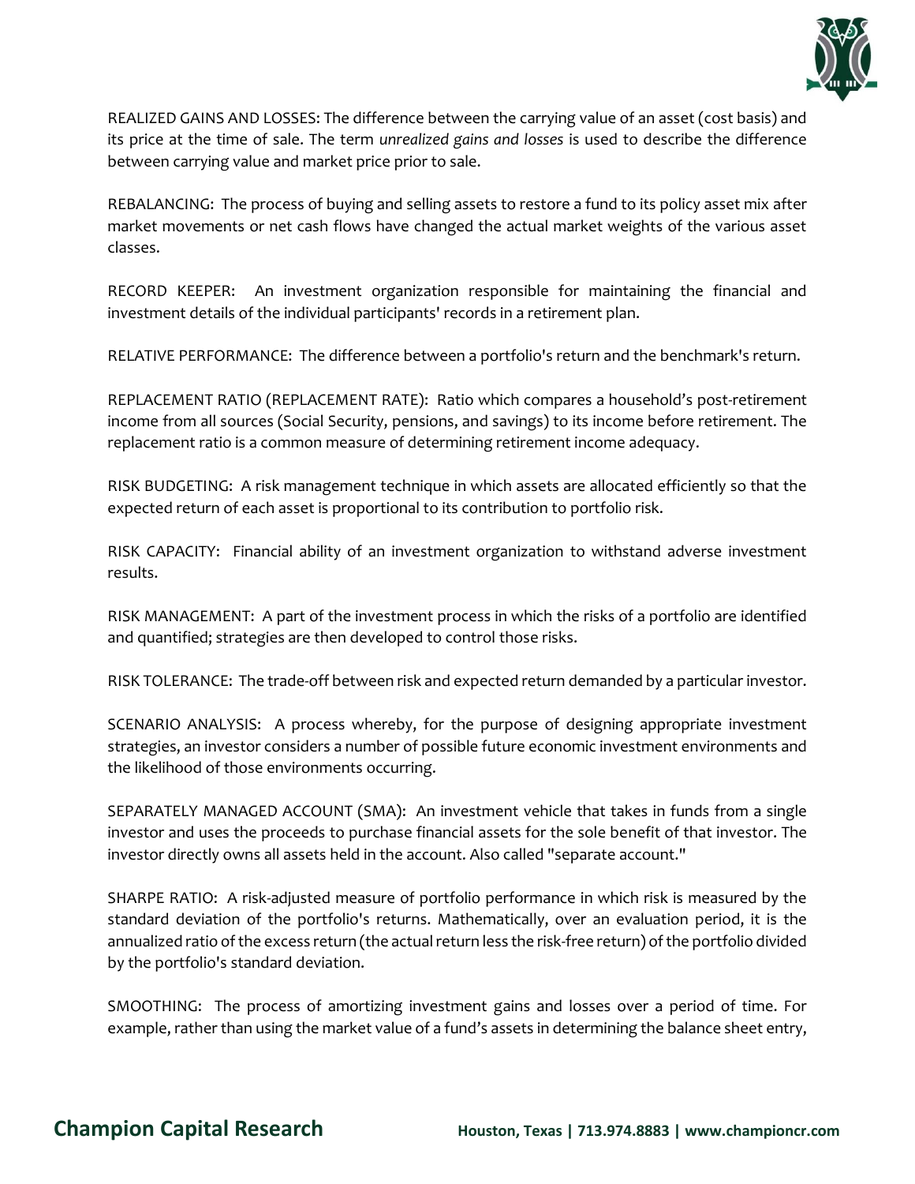REALIZED GAINS AND LOSSES: The difference between the carrying value of an asset (cost basis) and its price at the time of sale. The term *unrealized gains and losses* is used to describe the difference between carrying value and market price prior to sale.

REBALANCING: The process of buying and selling assets to restore a fund to its policy asset mix after market movements or net cash flows have changed the actual market weights of the various asset classes.

RECORD KEEPER: An investment organization responsible for maintaining the financial and investment details of the individual participants' records in a retirement plan.

RELATIVE PERFORMANCE: The difference between a portfolio's return and the benchmark's return.

REPLACEMENT RATIO (REPLACEMENT RATE): Ratio which compares a household's post-retirement income from all sources (Social Security, pensions, and savings) to its income before retirement. The replacement ratio is a common measure of determining retirement income adequacy.

RISK BUDGETING: A risk management technique in which assets are allocated efficiently so that the expected return of each asset is proportional to its contribution to portfolio risk.

RISK CAPACITY: Financial ability of an investment organization to withstand adverse investment results.

RISK MANAGEMENT: A part of the investment process in which the risks of a portfolio are identified and quantified; strategies are then developed to control those risks.

RISK TOLERANCE: The trade-off between risk and expected return demanded by a particular investor.

SCENARIO ANALYSIS: A process whereby, for the purpose of designing appropriate investment strategies, an investor considers a number of possible future economic investment environments and the likelihood of those environments occurring.

SEPARATELY MANAGED ACCOUNT (SMA): An investment vehicle that takes in funds from a single investor and uses the proceeds to purchase financial assets for the sole benefit of that investor. The investor directly owns all assets held in the account. Also called "separate account."

SHARPE RATIO: A risk-adjusted measure of portfolio performance in which risk is measured by the standard deviation of the portfolio's returns. Mathematically, over an evaluation period, it is the annualized ratio of the excess return (the actual return less the risk-free return) of the portfolio divided by the portfolio's standard deviation.

SMOOTHING: The process of amortizing investment gains and losses over a period of time. For example, rather than using the market value of a fund's assets in determining the balance sheet entry,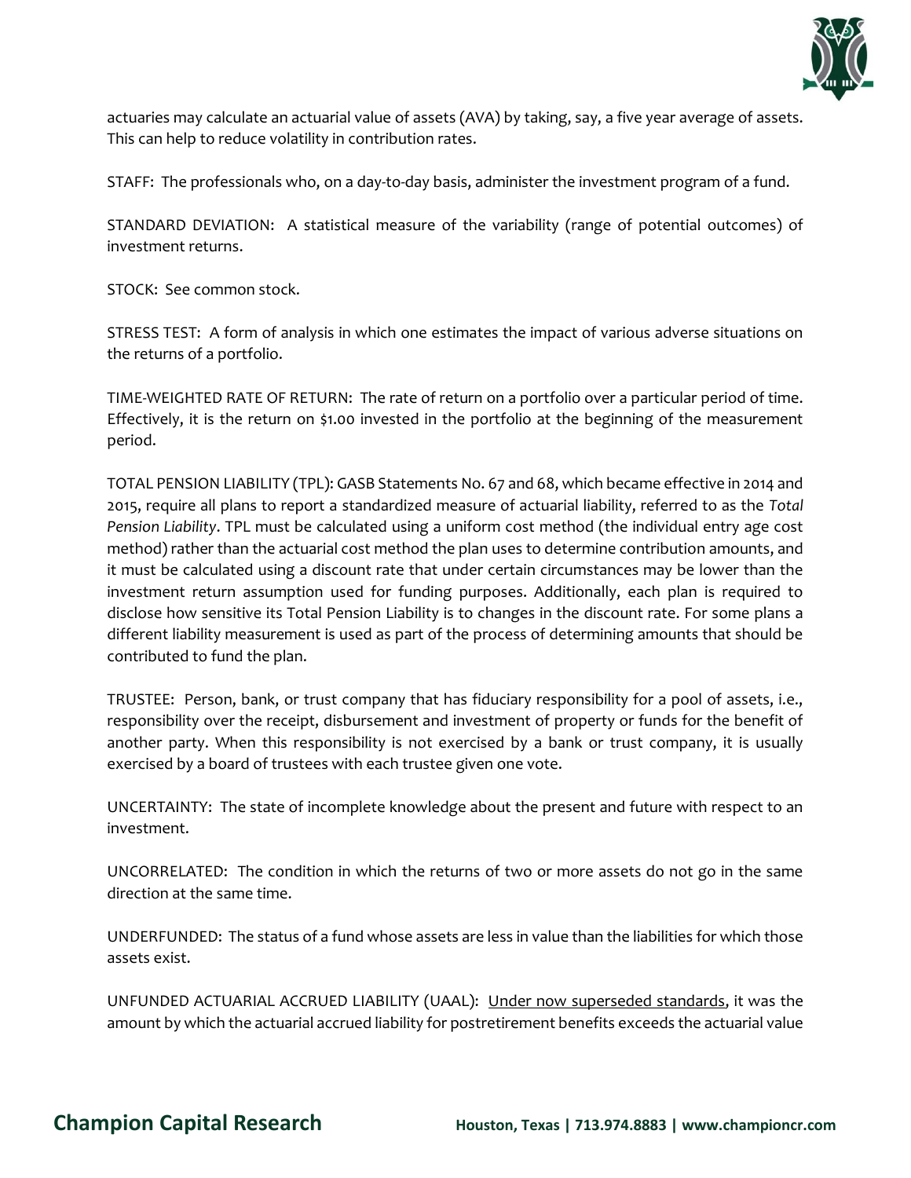actuaries may calculate an actuarial value of assets (AVA) by taking, say, a five year average of assets. This can help to reduce volatility in contribution rates.

STAFF: The professionals who, on a day-to-day basis, administer the investment program of a fund.

STANDARD DEVIATION: A statistical measure of the variability (range of potential outcomes) of investment returns.

STOCK: See common stock.

STRESS TEST: A form of analysis in which one estimates the impact of various adverse situations on the returns of a portfolio.

TIME-WEIGHTED RATE OF RETURN: The rate of return on a portfolio over a particular period of time. Effectively, it is the return on $1.00 invested in the portfolio at the beginning of the measurement period.

TOTAL PENSION LIABILITY (TPL): GASB Statements No. 67 and 68, which became effective in 2014 and 2015, require all plans to report a standardized measure of actuarial liability, referred to as the *Total Pension Liability*. TPL must be calculated using a uniform cost method (the individual entry age cost method) rather than the actuarial cost method the plan uses to determine contribution amounts, and it must be calculated using a discount rate that under certain circumstances may be lower than the investment return assumption used for funding purposes. Additionally, each plan is required to disclose how sensitive its Total Pension Liability is to changes in the discount rate. For some plans a different liability measurement is used as part of the process of determining amounts that should be contributed to fund the plan.

TRUSTEE: Person, bank, or trust company that has fiduciary responsibility for a pool of assets, i.e., responsibility over the receipt, disbursement and investment of property or funds for the benefit of another party. When this responsibility is not exercised by a bank or trust company, it is usually exercised by a board of trustees with each trustee given one vote.

UNCERTAINTY: The state of incomplete knowledge about the present and future with respect to an investment.

UNCORRELATED: The condition in which the returns of two or more assets do not go in the same direction at the same time.

UNDERFUNDED: The status of a fund whose assets are less in value than the liabilities for which those assets exist.

UNFUNDED ACTUARIAL ACCRUED LIABILITY (UAAL): <u>Under now superseded standards</u>, it was the amount by which the actuarial accrued liability for postretirement benefits exceeds the actuarial value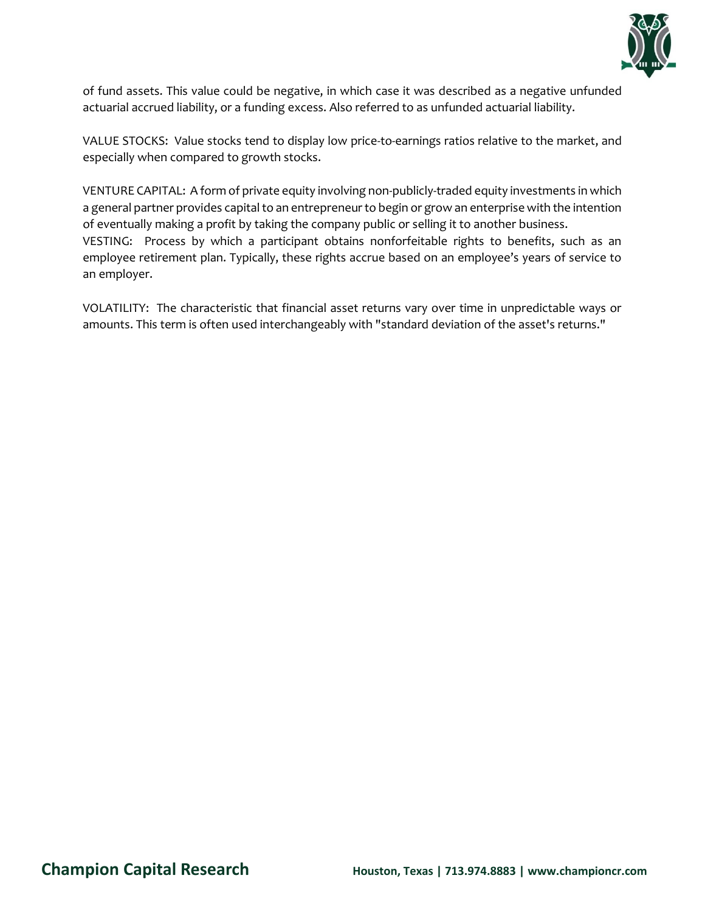of fund assets. This value could be negative, in which case it was described as a negative unfunded actuarial accrued liability, or a funding excess. Also referred to as unfunded actuarial liability.

VALUE STOCKS: Value stocks tend to display low price-to-earnings ratios relative to the market, and especially when compared to growth stocks.

VENTURE CAPITAL: A form of private equity involving non-publicly-traded equity investments in which a general partner provides capital to an entrepreneur to begin or grow an enterprise with the intention of eventually making a profit by taking the company public or selling it to another business.

VESTING: Process by which a participant obtains nonforfeitable rights to benefits, such as an employee retirement plan. Typically, these rights accrue based on an employee's years of service to an employer.

VOLATILITY: The characteristic that financial asset returns vary over time in unpredictable ways or amounts. This term is often used interchangeably with "standard deviation of the asset's returns."